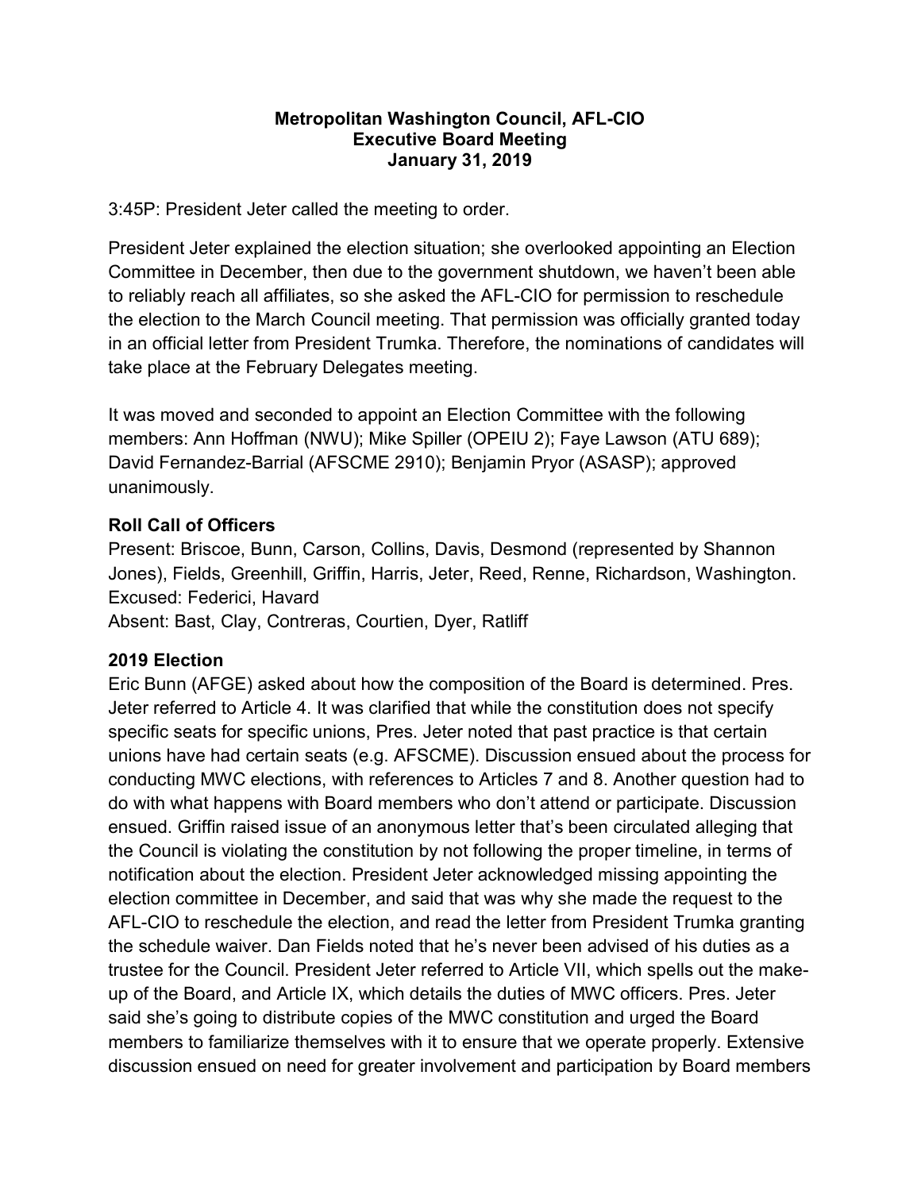**Metropolitan Washington Council, AFL-CIO**
**Executive Board Meeting**
**January 31, 2019**

3:45P: President Jeter called the meeting to order.

President Jeter explained the election situation; she overlooked appointing an Election Committee in December, then due to the government shutdown, we haven't been able to reliably reach all affiliates, so she asked the AFL-CIO for permission to reschedule the election to the March Council meeting. That permission was officially granted today in an official letter from President Trumka. Therefore, the nominations of candidates will take place at the February Delegates meeting.

It was moved and seconded to appoint an Election Committee with the following members: Ann Hoffman (NWU); Mike Spiller (OPEIU 2); Faye Lawson (ATU 689); David Fernandez-Barrial (AFSCME 2910); Benjamin Pryor (ASASP); approved unanimously.

### Roll Call of Officers

Present: Briscoe, Bunn, Carson, Collins, Davis, Desmond (represented by Shannon Jones), Fields, Greenhill, Griffin, Harris, Jeter, Reed, Renne, Richardson, Washington.
Excused: Federici, Havard
Absent: Bast, Clay, Contreras, Courtien, Dyer, Ratliff

### 2019 Election

Eric Bunn (AFGE) asked about how the composition of the Board is determined. Pres. Jeter referred to Article 4. It was clarified that while the constitution does not specify specific seats for specific unions, Pres. Jeter noted that past practice is that certain unions have had certain seats (e.g. AFSCME). Discussion ensued about the process for conducting MWC elections, with references to Articles 7 and 8. Another question had to do with what happens with Board members who don't attend or participate. Discussion ensued. Griffin raised issue of an anonymous letter that's been circulated alleging that the Council is violating the constitution by not following the proper timeline, in terms of notification about the election. President Jeter acknowledged missing appointing the election committee in December, and said that was why she made the request to the AFL-CIO to reschedule the election, and read the letter from President Trumka granting the schedule waiver. Dan Fields noted that he's never been advised of his duties as a trustee for the Council. President Jeter referred to Article VII, which spells out the make-up of the Board, and Article IX, which details the duties of MWC officers. Pres. Jeter said she's going to distribute copies of the MWC constitution and urged the Board members to familiarize themselves with it to ensure that we operate properly. Extensive discussion ensued on need for greater involvement and participation by Board members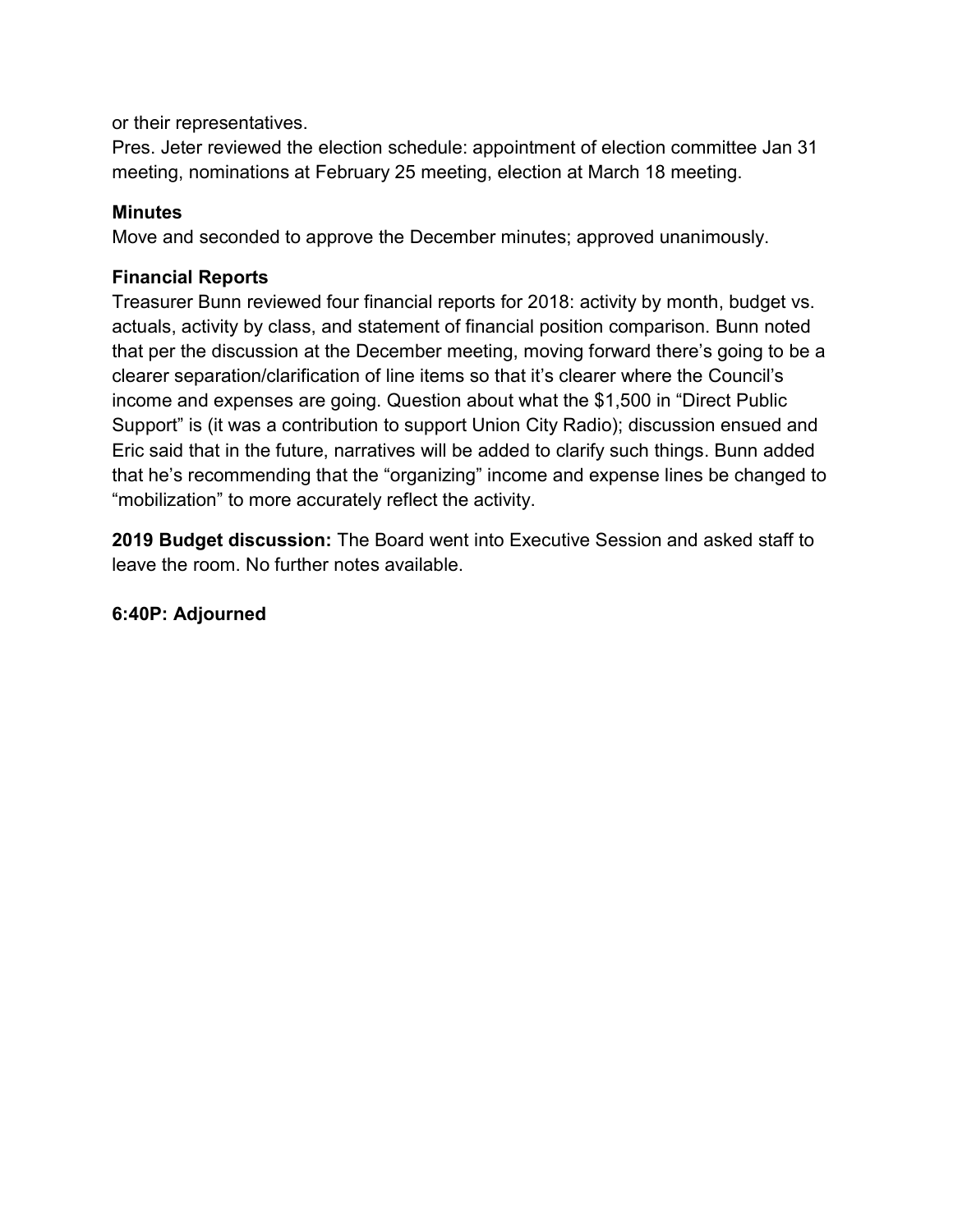or their representatives.
Pres. Jeter reviewed the election schedule: appointment of election committee Jan 31 meeting, nominations at February 25 meeting, election at March 18 meeting.

**Minutes**
Move and seconded to approve the December minutes; approved unanimously.

**Financial Reports**
Treasurer Bunn reviewed four financial reports for 2018: activity by month, budget vs. actuals, activity by class, and statement of financial position comparison. Bunn noted that per the discussion at the December meeting, moving forward there's going to be a clearer separation/clarification of line items so that it's clearer where the Council's income and expenses are going. Question about what the $1,500 in "Direct Public Support" is (it was a contribution to support Union City Radio); discussion ensued and Eric said that in the future, narratives will be added to clarify such things. Bunn added that he's recommending that the "organizing" income and expense lines be changed to "mobilization" to more accurately reflect the activity.

**2019 Budget discussion:** The Board went into Executive Session and asked staff to leave the room. No further notes available.

**6:40P: Adjourned**